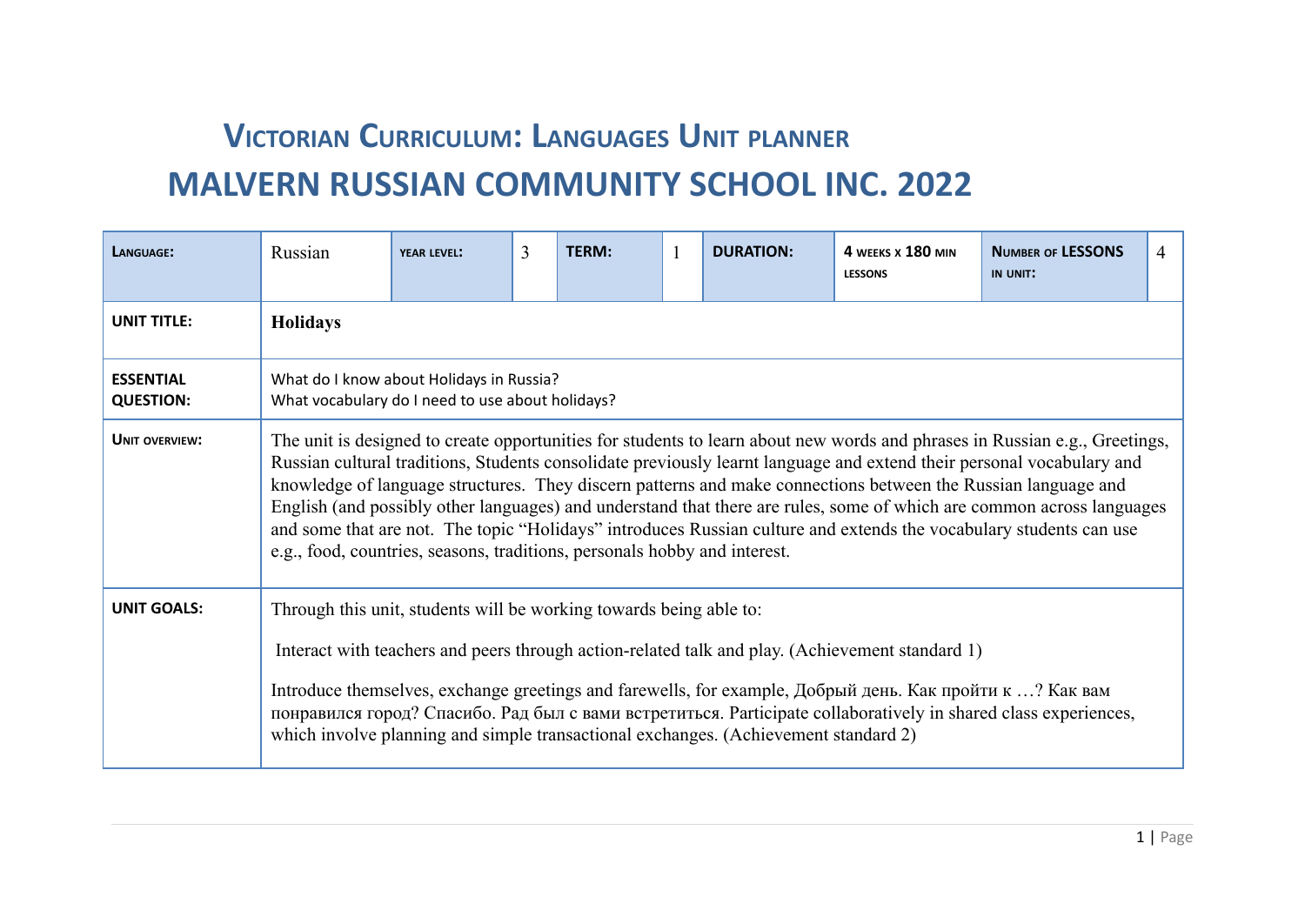# Victorian Curriculum: Languages Unit planner

# MALVERN RUSSIAN COMMUNITY SCHOOL INC. 2022

| LANGUAGE: | Russian | YEAR LEVEL: | 3 | TERM: | 1 | DURATION: | 4 WEEKS x 180 MIN LESSONS | NUMBER OF LESSONS IN UNIT: | 4 |
|---|---|---|---|---|---|---|---|---|---|
| UNIT TITLE: | **Holidays** | | | | | | | | |
| ESSENTIAL QUESTION: | What do I know about Holidays in Russia?<br>What vocabulary do I need to use about holidays? | | | | | | | | |
| UNIT OVERVIEW: | The unit is designed to create opportunities for students to learn about new words and phrases in Russian e.g., Greetings, Russian cultural traditions, Students consolidate previously learnt language and extend their personal vocabulary and knowledge of language structures. They discern patterns and make connections between the Russian language and English (and possibly other languages) and understand that there are rules, some of which are common across languages and some that are not. The topic "Holidays" introduces Russian culture and extends the vocabulary students can use e.g., food, countries, seasons, traditions, personals hobby and interest. | | | | | | | | |
| UNIT GOALS: | Through this unit, students will be working towards being able to:<br><br>Interact with teachers and peers through action-related talk and play. (Achievement standard 1)<br><br>Introduce themselves, exchange greetings and farewells, for example, Добрый день. Как пройти к …? Как вам понравился город? Спасибо. Рад был с вами встретиться. Participate collaboratively in shared class experiences, which involve planning and simple transactional exchanges. (Achievement standard 2) | | | | | | | | |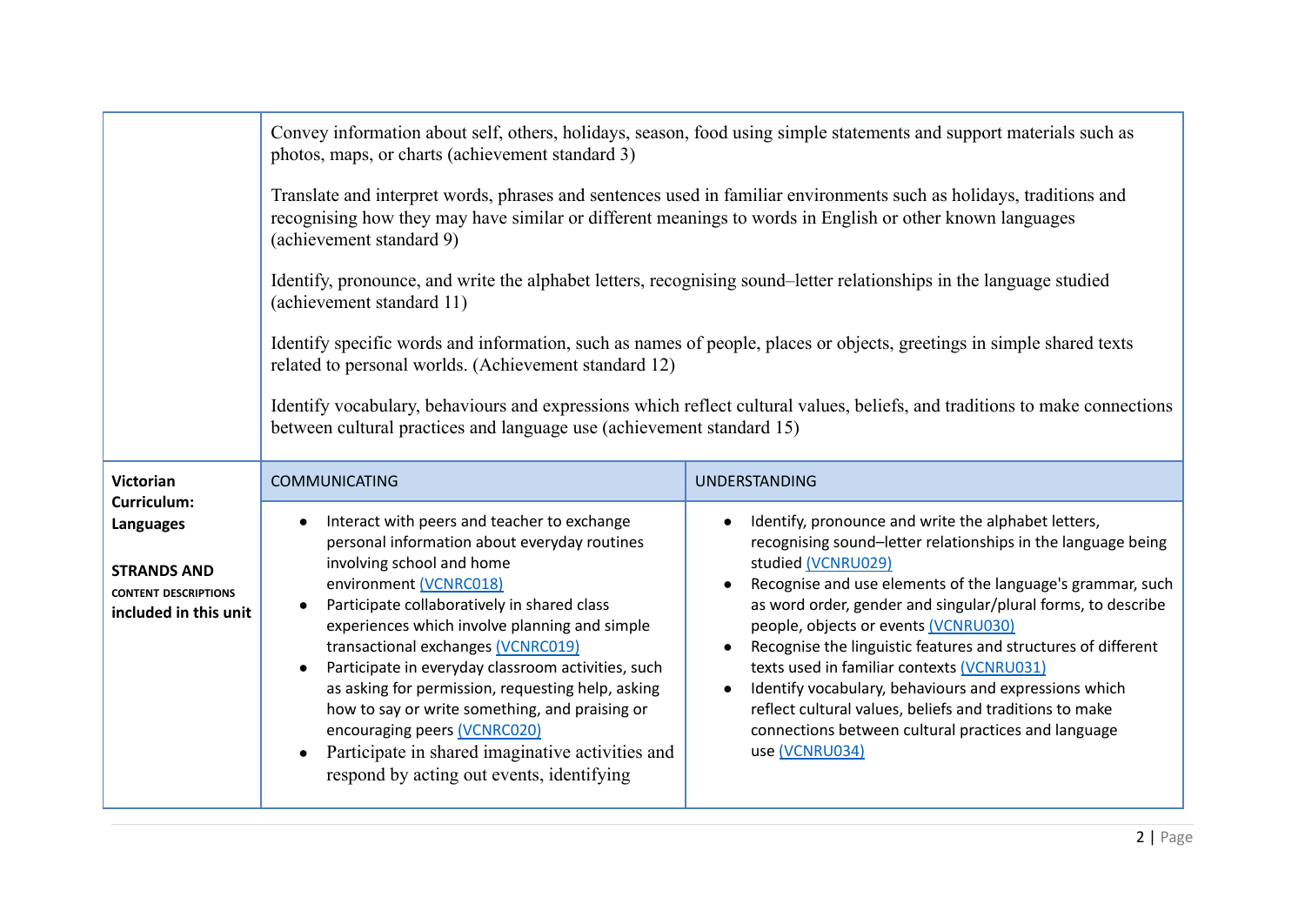| | | |
|---|---|---|
| | Convey information about self, others, holidays, season, food using simple statements and support materials such as photos, maps, or charts (achievement standard 3)<br><br>Translate and interpret words, phrases and sentences used in familiar environments such as holidays, traditions and recognising how they may have similar or different meanings to words in English or other known languages (achievement standard 9)<br><br>Identify, pronounce, and write the alphabet letters, recognising sound–letter relationships in the language studied (achievement standard 11)<br><br>Identify specific words and information, such as names of people, places or objects, greetings in simple shared texts related to personal worlds. (Achievement standard 12)<br><br>Identify vocabulary, behaviours and expressions which reflect cultural values, beliefs, and traditions to make connections between cultural practices and language use (achievement standard 15) | |
| **Victorian Curriculum: Languages**<br><br>**STRANDS AND CONTENT DESCRIPTIONS included in this unit** | COMMUNICATING | UNDERSTANDING |
| | • Interact with peers and teacher to exchange personal information about everyday routines involving school and home environment (VCNRC018)<br>• Participate collaboratively in shared class experiences which involve planning and simple transactional exchanges (VCNRC019)<br>• Participate in everyday classroom activities, such as asking for permission, requesting help, asking how to say or write something, and praising or encouraging peers (VCNRC020)<br>• Participate in shared imaginative activities and respond by acting out events, identifying | • Identify, pronounce and write the alphabet letters, recognising sound–letter relationships in the language being studied (VCNRU029)<br>• Recognise and use elements of the language's grammar, such as word order, gender and singular/plural forms, to describe people, objects or events (VCNRU030)<br>• Recognise the linguistic features and structures of different texts used in familiar contexts (VCNRU031)<br>• Identify vocabulary, behaviours and expressions which reflect cultural values, beliefs and traditions to make connections between cultural practices and language use (VCNRU034) |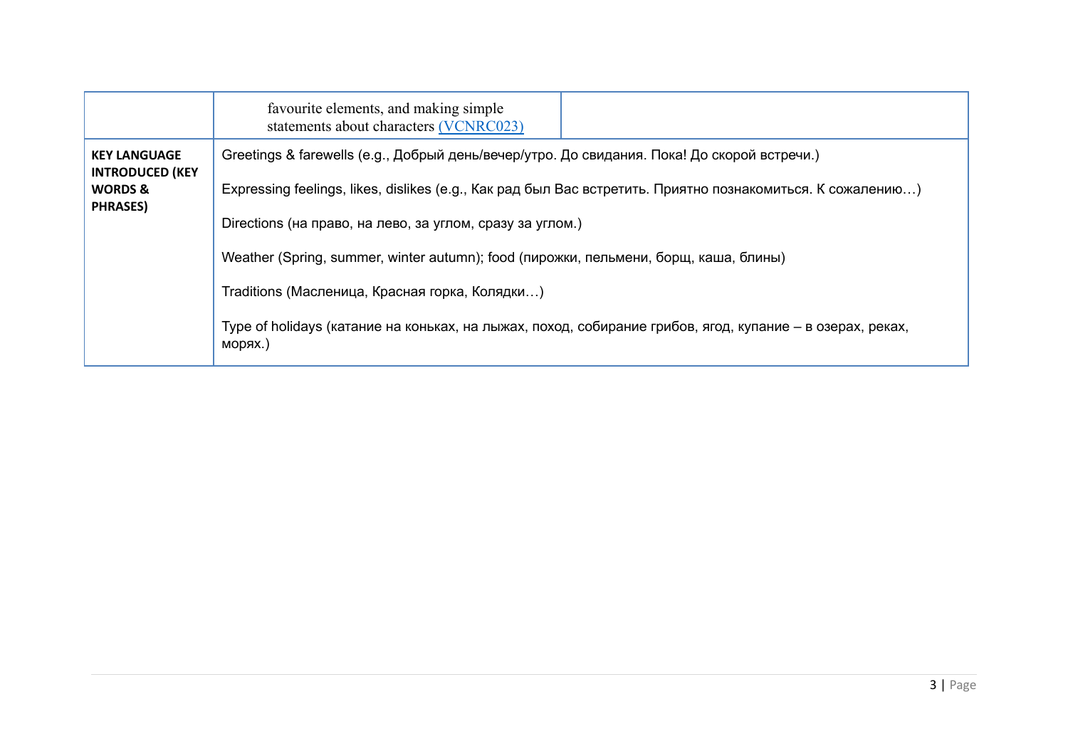|  |  |  |
|---|---|---|
|  | favourite elements, and making simple statements about characters (VCNRC023) |  |
| **KEY LANGUAGE INTRODUCED (KEY WORDS & PHRASES)** | Greetings & farewells (e.g., Добрый день/вечер/утро. До свидания. Пока! До скорой встречи.)<br><br>Expressing feelings, likes, dislikes (e.g., Как рад был Вас встретить. Приятно познакомиться. К сожалению…)<br><br>Directions (на право, на лево, за углом, сразу за углом.)<br><br>Weather (Spring, summer, winter autumn); food (пирожки, пельмени, борщ, каша, блины)<br><br>Traditions (Масленица, Красная горка, Колядки…)<br><br>Type of holidays (катание на коньках, на лыжах, поход, собирание грибов, ягод, купание – в озерах, реках, морях.) | |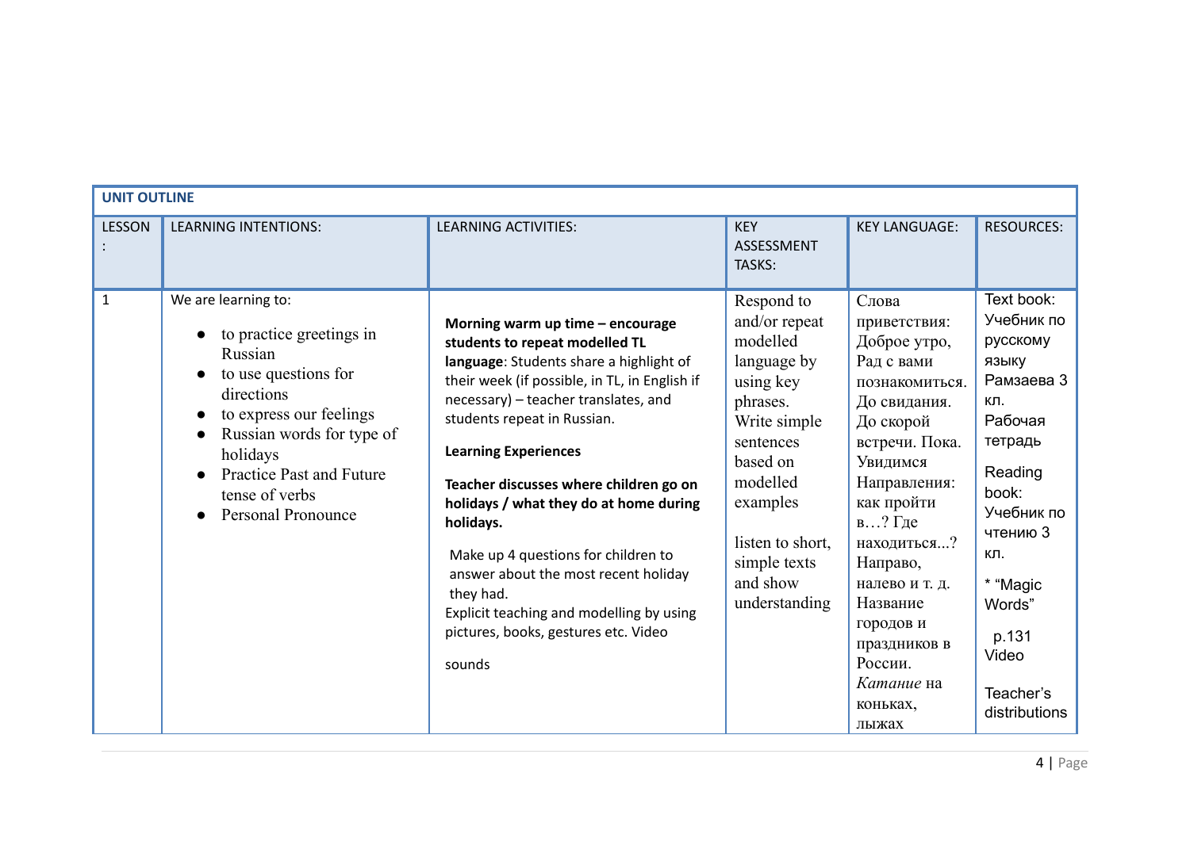| UNIT OUTLINE | | | | | |
|---|---|---|---|---|---|
| LESSON: | LEARNING INTENTIONS: | LEARNING ACTIVITIES: | KEY ASSESSMENT TASKS: | KEY LANGUAGE: | RESOURCES: |
| 1 | We are learning to:<br>• to practice greetings in Russian<br>• to use questions for directions<br>• to express our feelings<br>• Russian words for type of holidays<br>• Practice Past and Future tense of verbs<br>• Personal Pronoune | **Morning warm up time – encourage students to repeat modelled TL language**: Students share a highlight of their week (if possible, in TL, in English if necessary) – teacher translates, and students repeat in Russian.<br><br>**Learning Experiences**<br><br>**Teacher discusses where children go on holidays / what they do at home during holidays.**<br><br>Make up 4 questions for children to answer about the most recent holiday they had.<br>Explicit teaching and modelling by using pictures, books, gestures etc. Video<br><br>sounds | Respond to and/or repeat modelled language by using key phrases.<br>Write simple sentences based on modelled examples<br><br>listen to short, simple texts and show understanding | Слова приветствия: Доброе утро, Рад с вами познакомиться. До свидания. До скорой встречи. Пока. Увидимся Направления: как пройти в…? Где находиться...? Направо, налево и т. д. Название городов и праздников в России. *Катание* на коньках, лыжах | Text book: Учебник по русскому языку Рамзаева 3 кл. Рабочая тетрадь<br><br>Reading book: Учебник по чтению 3 кл.<br><br>* "Magic Words"<br><br>p.131 Video<br><br>Teacher's distributions |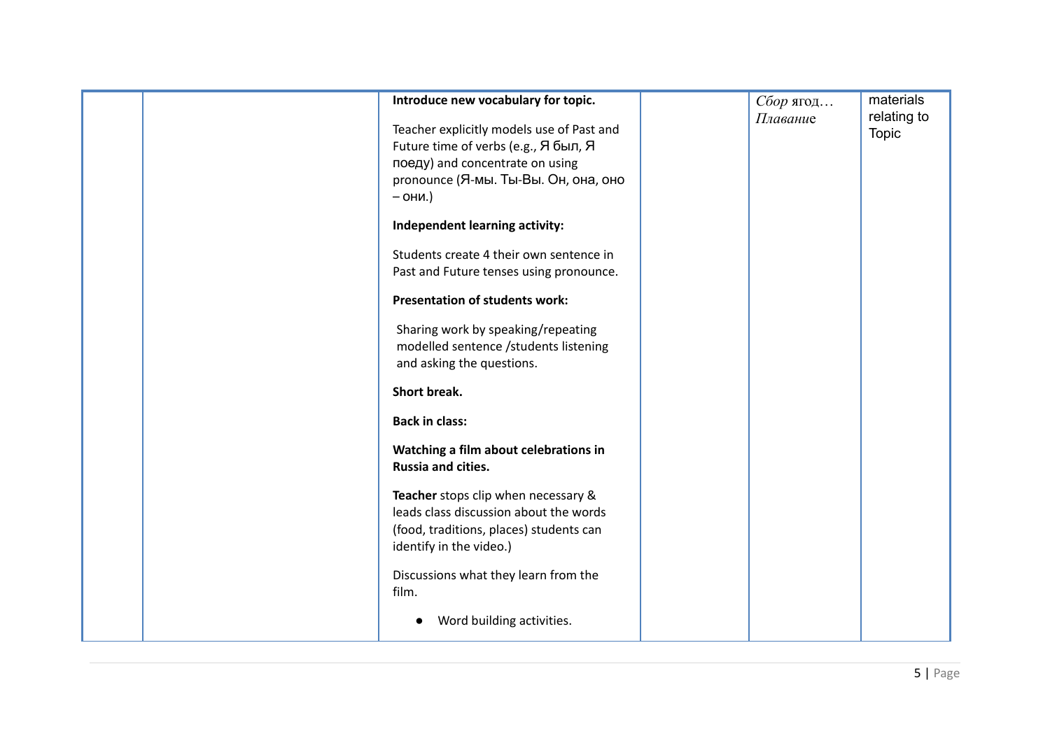|  |  |  |  |  |  |
|---|---|---|---|---|---|
|  |  | **Introduce new vocabulary for topic.**<br><br>Teacher explicitly models use of Past and Future time of verbs (e.g., Я был, Я поеду) and concentrate on using pronounce (Я-мы. Ты-Вы. Он, она, оно – они.)<br><br>**Independent learning activity:**<br><br>Students create 4 their own sentence in Past and Future tenses using pronounce.<br><br>**Presentation of students work:**<br><br>Sharing work by speaking/repeating modelled sentence /students listening and asking the questions.<br><br>**Short break.**<br><br>**Back in class:**<br><br>**Watching a film about celebrations in Russia and cities.**<br><br>**Teacher** stops clip when necessary & leads class discussion about the words (food, traditions, places) students can identify in the video.)<br><br>Discussions what they learn from the film.<br><br>• Word building activities. |  | *Сбор* ягод…<br>*Плавани*е | materials relating to Topic |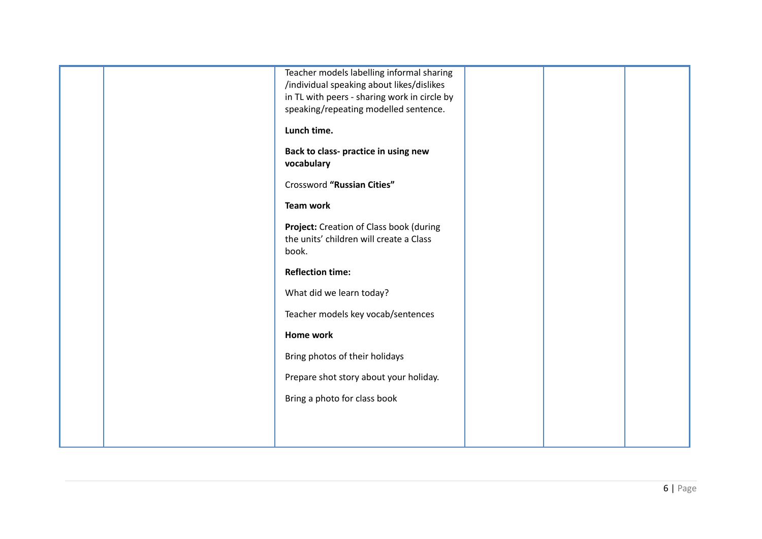|  |  | Teacher models labelling informal sharing /individual speaking about likes/dislikes in TL with peers - sharing work in circle by speaking/repeating modelled sentence.<br><br>**Lunch time.**<br><br>**Back to class- practice in using new vocabulary**<br><br>Crossword **"Russian Cities"**<br><br>**Team work**<br><br>**Project:** Creation of Class book (during the units' children will create a Class book.<br><br>**Reflection time:**<br><br>What did we learn today?<br><br>Teacher models key vocab/sentences<br><br>**Home work**<br><br>Bring photos of their holidays<br><br>Prepare shot story about your holiday.<br><br>Bring a photo for class book |  |  |  |
|---|---|---|---|---|---|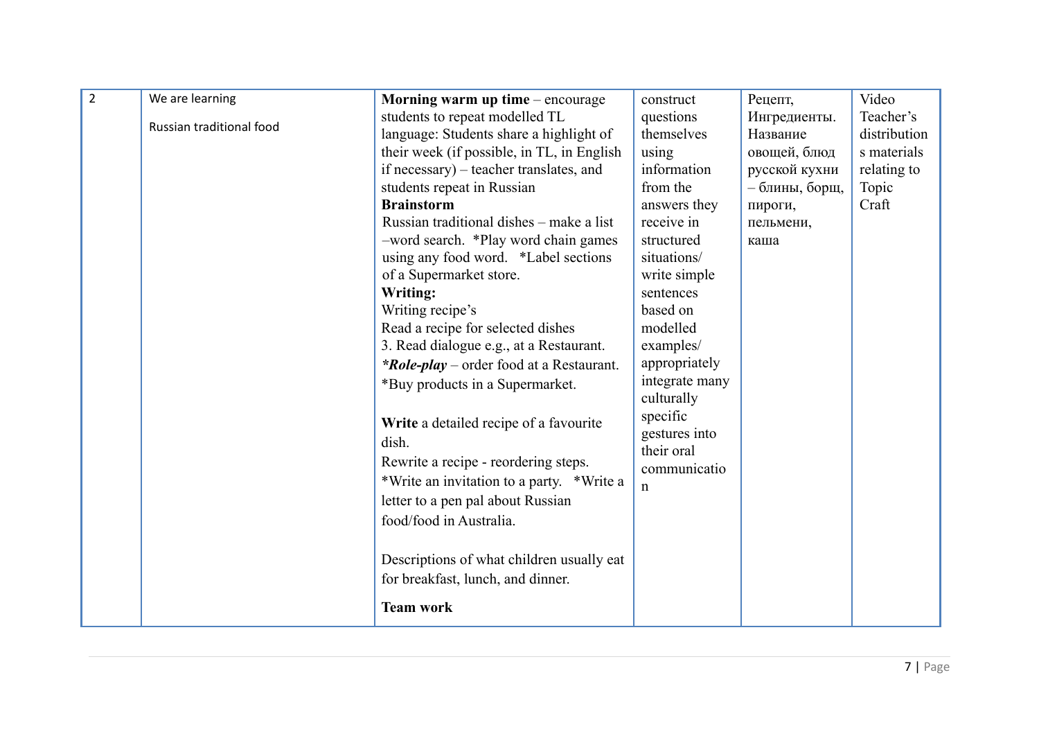| 2 | We are learning<br><br>Russian traditional food | **Morning warm up time** – encourage students to repeat modelled TL language: Students share a highlight of their week (if possible, in TL, in English if necessary) – teacher translates, and students repeat in Russian<br>**Brainstorm**<br>Russian traditional dishes – make a list –word search. *Play word chain games using any food word. *Label sections of a Supermarket store.<br>**Writing:**<br>Writing recipe's<br>Read a recipe for selected dishes<br>3. Read dialogue e.g., at a Restaurant.<br>***Role-play*** – order food at a Restaurant.<br>*Buy products in a Supermarket.<br><br>**Write** a detailed recipe of a favourite dish.<br>Rewrite a recipe - reordering steps.<br>*Write an invitation to a party. *Write a letter to a pen pal about Russian food/food in Australia.<br><br>Descriptions of what children usually eat for breakfast, lunch, and dinner.<br><br>**Team work** | construct questions themselves using information from the answers they receive in structured situations/ write simple sentences based on modelled examples/ appropriately integrate many culturally specific gestures into their oral communication | Рецепт, Ингредиенты. Название овощей, блюд русской кухни – блины, борщ, пироги, пельмени, каша | Video Teacher's distributions materials relating to Topic Craft |
|---|---|---|---|---|---|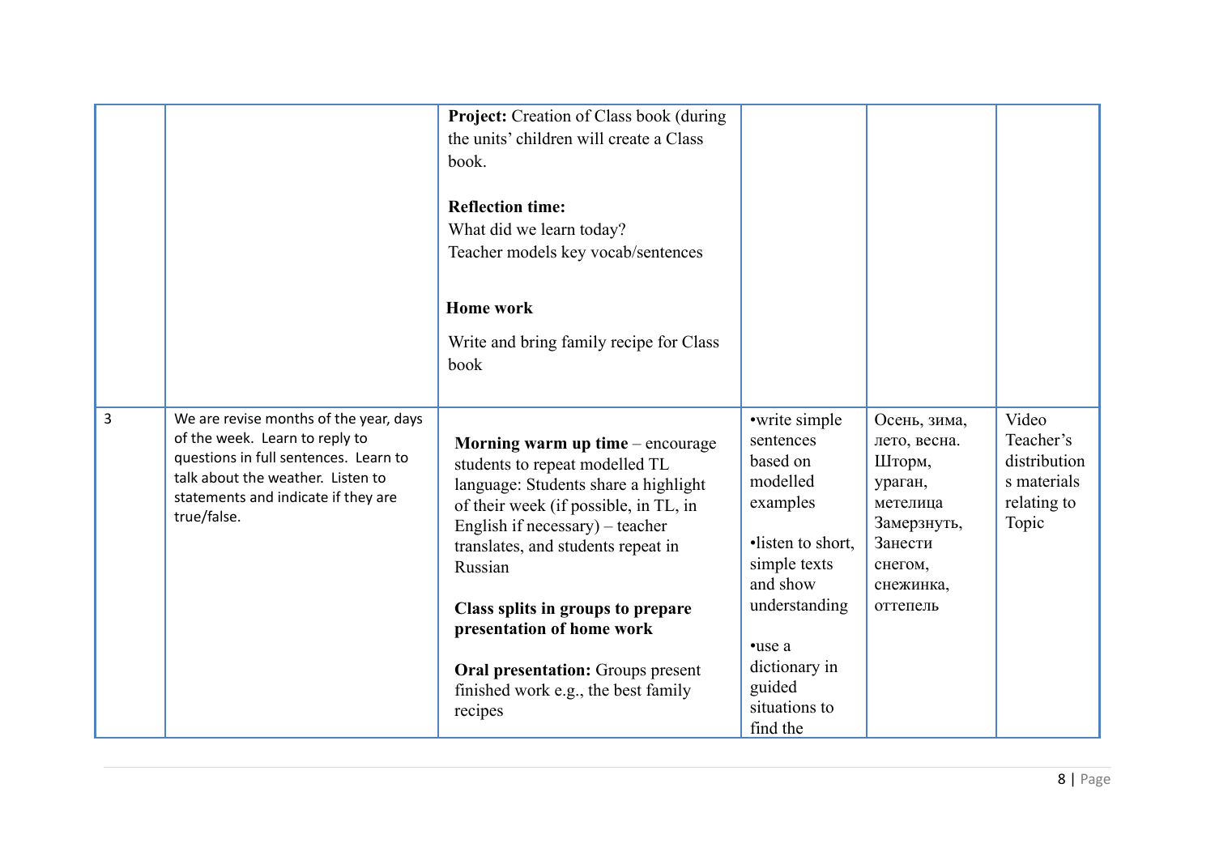| | | | | | |
|---|---|---|---|---|---|
| | | **Project:** Creation of Class book (during the units' children will create a Class book.<br><br>**Reflection time:**<br>What did we learn today?<br>Teacher models key vocab/sentences<br><br>**Home work**<br><br>Write and bring family recipe for Class book | | | |
| 3 | We are revise months of the year, days of the week. Learn to reply to questions in full sentences. Learn to talk about the weather. Listen to statements and indicate if they are true/false. | **Morning warm up time** – encourage students to repeat modelled TL language: Students share a highlight of their week (if possible, in TL, in English if necessary) – teacher translates, and students repeat in Russian<br><br>**Class splits in groups to prepare presentation of home work**<br><br>**Oral presentation:** Groups present finished work e.g., the best family recipes | •write simple sentences based on modelled examples<br><br>•listen to short, simple texts and show understanding<br><br>•use a dictionary in guided situations to find the | Осень, зима, лето, весна. Шторм, ураган, метелица Замерзнуть, Занести снегом, снежинка, оттепель | Video Teacher's distributions materials relating to Topic |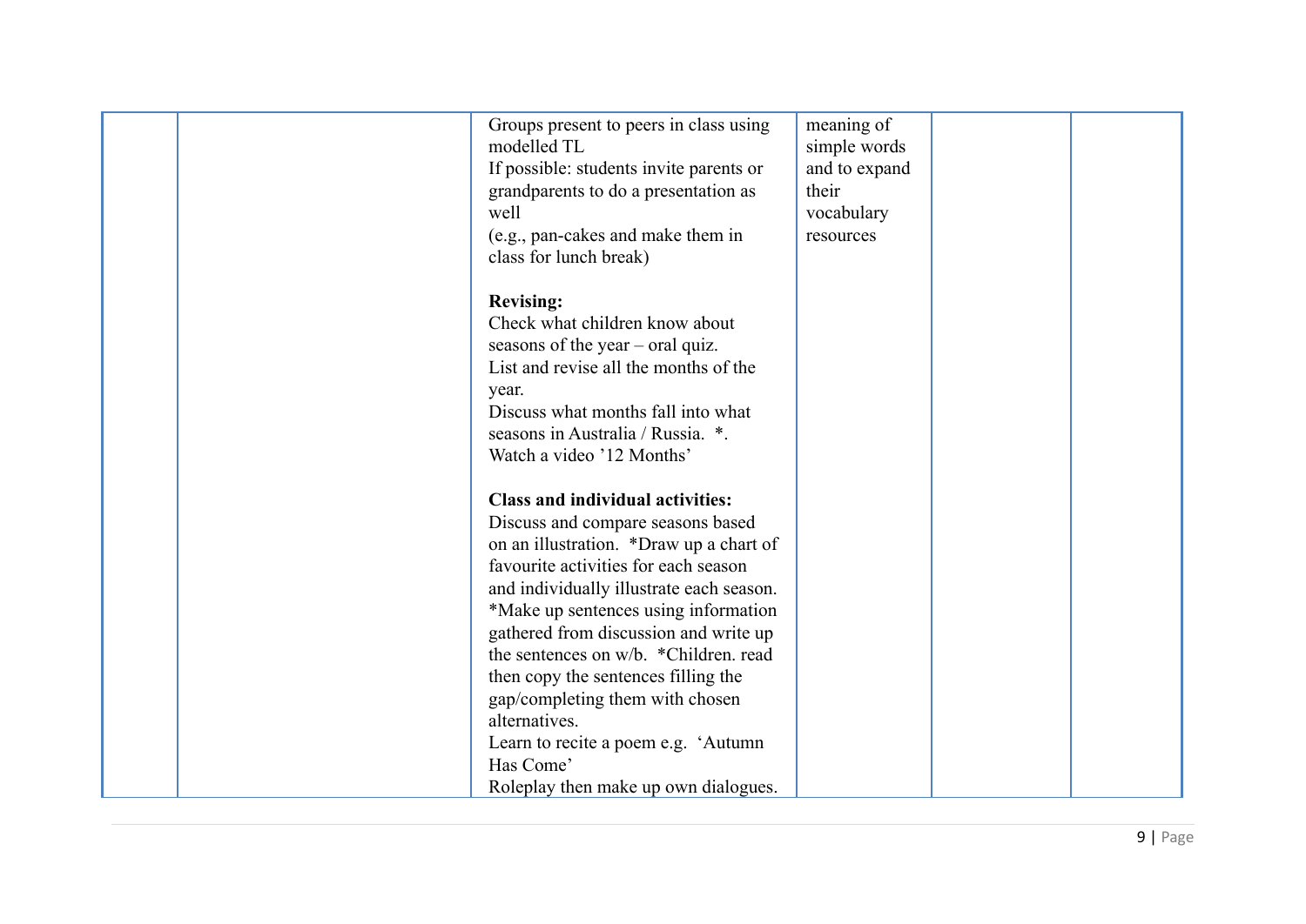|  |  | Groups present to peers in class using modelled TL<br>If possible: students invite parents or grandparents to do a presentation as well<br>(e.g., pan-cakes and make them in class for lunch break)<br><br>**Revising:**<br>Check what children know about seasons of the year – oral quiz.<br>List and revise all the months of the year.<br>Discuss what months fall into what seasons in Australia / Russia. *.<br>Watch a video '12 Months'<br><br>**Class and individual activities:**<br>Discuss and compare seasons based on an illustration. *Draw up a chart of favourite activities for each season and individually illustrate each season.<br>*Make up sentences using information gathered from discussion and write up the sentences on w/b. *Children. read then copy the sentences filling the gap/completing them with chosen alternatives.<br>Learn to recite a poem e.g. 'Autumn Has Come'<br>Roleplay then make up own dialogues. | meaning of simple words and to expand their vocabulary resources |  |  |
|---|---|---|---|---|---|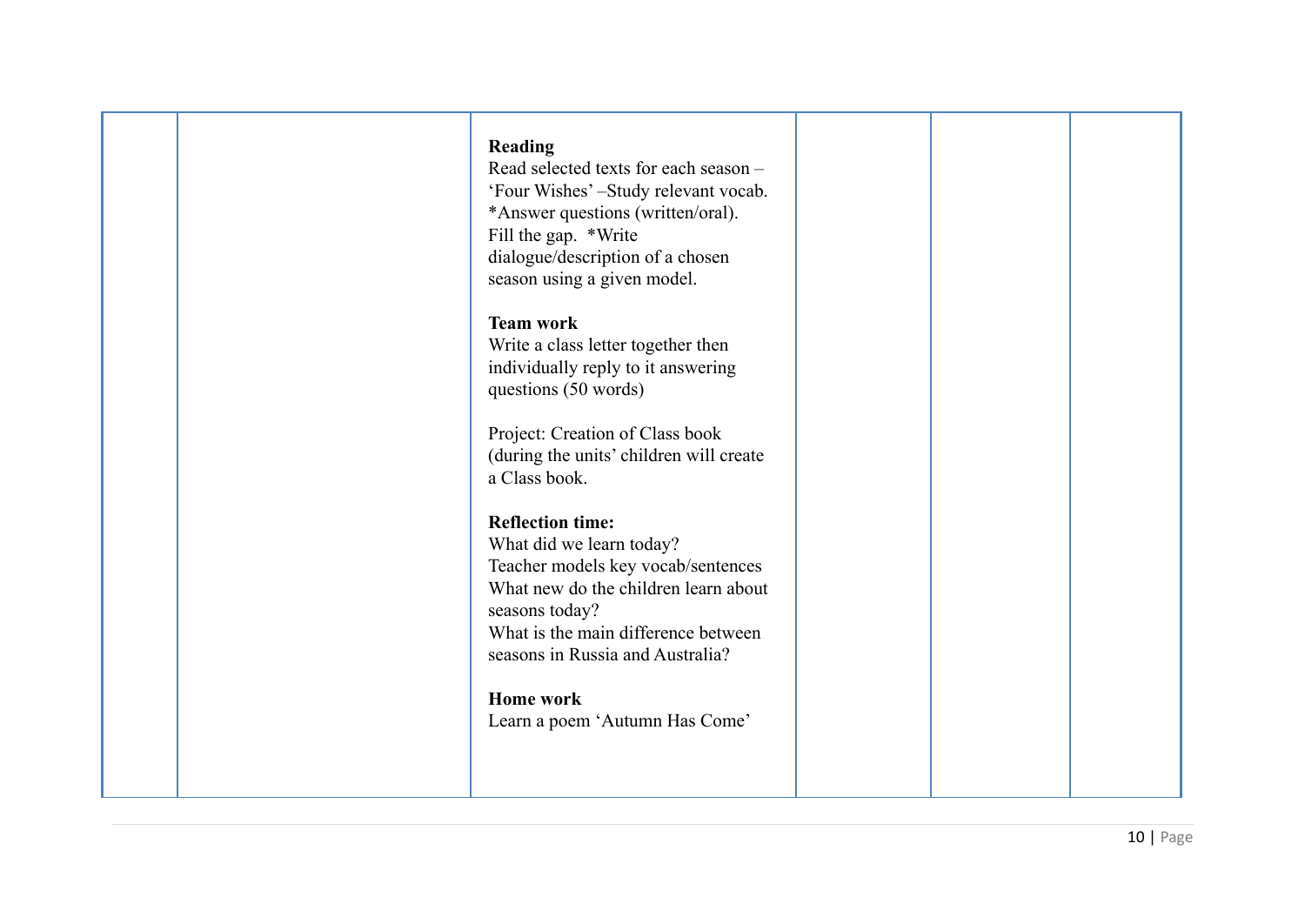|  |  |  |  |  |  |
| --- | --- | --- | --- | --- | --- |
|  |  | **Reading**<br>Read selected texts for each season – 'Four Wishes' –Study relevant vocab. *Answer questions (written/oral). Fill the gap. *Write dialogue/description of a chosen season using a given model.<br><br>**Team work**<br>Write a class letter together then individually reply to it answering questions (50 words)<br><br>Project: Creation of Class book (during the units' children will create a Class book.<br><br>**Reflection time:**<br>What did we learn today?<br>Teacher models key vocab/sentences<br>What new do the children learn about seasons today?<br>What is the main difference between seasons in Russia and Australia?<br><br>**Home work**<br>Learn a poem 'Autumn Has Come' |  |  |  |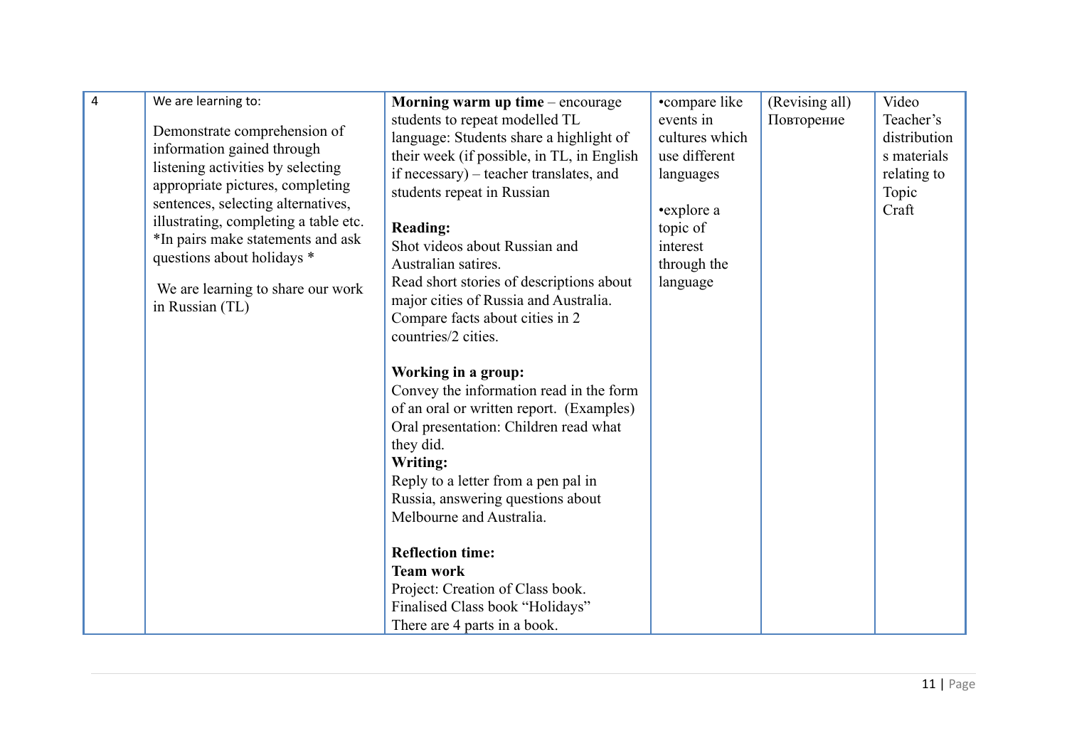| 4 | We are learning to:<br><br>Demonstrate comprehension of information gained through listening activities by selecting appropriate pictures, completing sentences, selecting alternatives, illustrating, completing a table etc. *In pairs make statements and ask questions about holidays *<br><br>We are learning to share our work in Russian (TL) | **Morning warm up time** – encourage students to repeat modelled TL language: Students share a highlight of their week (if possible, in TL, in English if necessary) – teacher translates, and students repeat in Russian<br><br>**Reading:**<br>Shot videos about Russian and Australian satires.<br>Read short stories of descriptions about major cities of Russia and Australia.<br>Compare facts about cities in 2 countries/2 cities.<br><br>**Working in a group:**<br>Convey the information read in the form of an oral or written report. (Examples)<br>Oral presentation: Children read what they did.<br>**Writing:**<br>Reply to a letter from a pen pal in Russia, answering questions about Melbourne and Australia.<br><br>**Reflection time:**<br>**Team work**<br>Project: Creation of Class book.<br>Finalised Class book "Holidays"<br>There are 4 parts in a book. | •compare like events in cultures which use different languages<br><br>•explore a topic of interest through the language | (Revising all)<br>Повторение | Video<br>Teacher's distributions materials relating to Topic<br>Craft |
|---|---|---|---|---|---|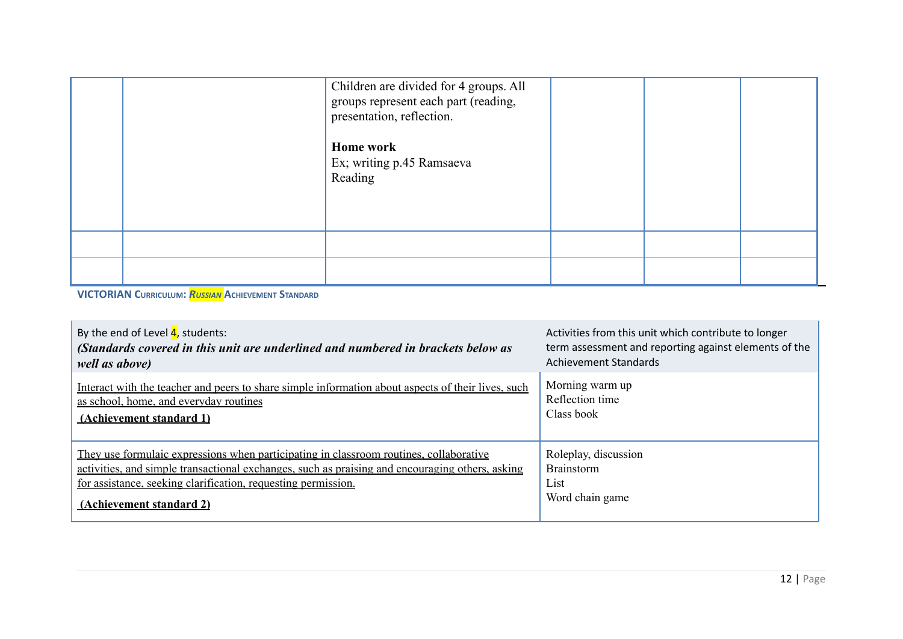|  |  |  |  |  |  |
|---|---|---|---|---|---|
|  |  | Children are divided for 4 groups. All groups represent each part (reading, presentation, reflection.<br><br>**Home work**<br>Ex; writing p.45 Ramsaeva<br>Reading |  |  |  |
|  |  |  |  |  |  |
|  |  |  |  |  |  |

**VICTORIAN CURRICULUM: *RUSSIAN* ACHIEVEMENT STANDARD**

| By the end of Level 4, students:<br>***(Standards covered in this unit are underlined and numbered in brackets below as well as above)*** | Activities from this unit which contribute to longer term assessment and reporting against elements of the Achievement Standards |
|---|---|
| Interact with the teacher and peers to share simple information about aspects of their lives, such as school, home, and everyday routines<br>**(Achievement standard 1)** | Morning warm up<br>Reflection time<br>Class book |
| They use formulaic expressions when participating in classroom routines, collaborative activities, and simple transactional exchanges, such as praising and encouraging others, asking for assistance, seeking clarification, requesting permission.<br>**(Achievement standard 2)** | Roleplay, discussion<br>Brainstorm<br>List<br>Word chain game |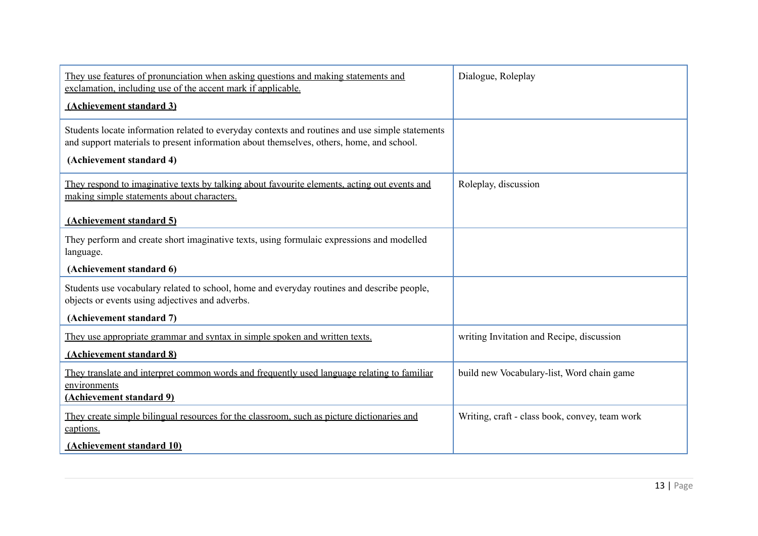| | |
|---|---|
| They use features of pronunciation when asking questions and making statements and exclamation, including use of the accent mark if applicable.<br><br>**(Achievement standard 3)** | Dialogue, Roleplay |
| Students locate information related to everyday contexts and routines and use simple statements and support materials to present information about themselves, others, home, and school.<br><br>**(Achievement standard 4)** | |
| They respond to imaginative texts by talking about favourite elements, acting out events and making simple statements about characters.<br><br>**(Achievement standard 5)** | Roleplay, discussion |
| They perform and create short imaginative texts, using formulaic expressions and modelled language.<br><br>**(Achievement standard 6)** | |
| Students use vocabulary related to school, home and everyday routines and describe people, objects or events using adjectives and adverbs.<br><br>**(Achievement standard 7)** | |
| They use appropriate grammar and syntax in simple spoken and written texts.<br><br>**(Achievement standard 8)** | writing Invitation and Recipe, discussion |
| They translate and interpret common words and frequently used language relating to familiar environments<br>**(Achievement standard 9)** | build new Vocabulary-list, Word chain game |
| They create simple bilingual resources for the classroom, such as picture dictionaries and captions.<br><br>**(Achievement standard 10)** | Writing, craft - class book, convey, team work |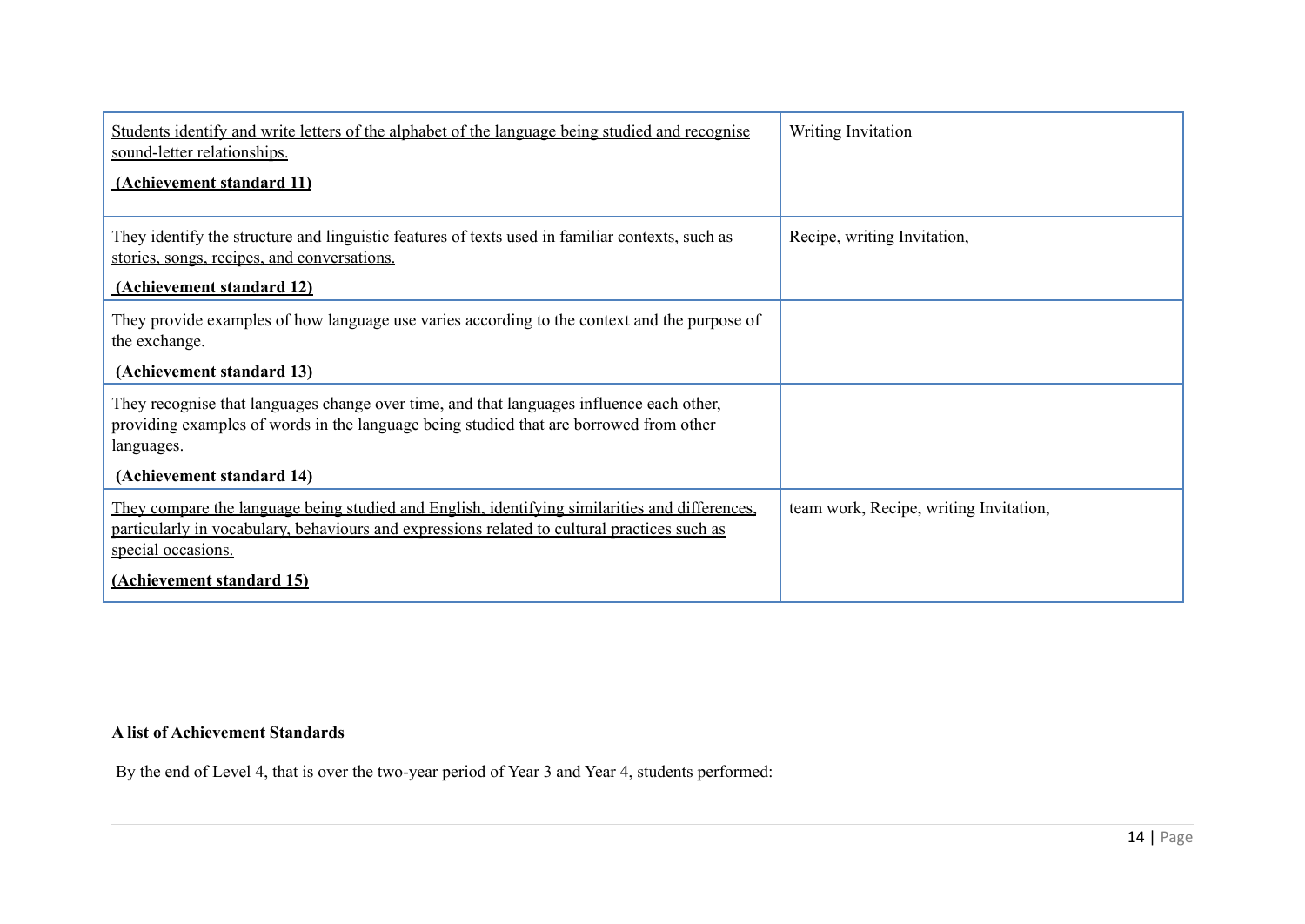| | |
|---|---|
| Students identify and write letters of the alphabet of the language being studied and recognise sound-letter relationships. **(Achievement standard 11)** | Writing Invitation |
| They identify the structure and linguistic features of texts used in familiar contexts, such as stories, songs, recipes, and conversations. **(Achievement standard 12)** | Recipe, writing Invitation, |
| They provide examples of how language use varies according to the context and the purpose of the exchange. **(Achievement standard 13)** | |
| They recognise that languages change over time, and that languages influence each other, providing examples of words in the language being studied that are borrowed from other languages. **(Achievement standard 14)** | |
| They compare the language being studied and English, identifying similarities and differences, particularly in vocabulary, behaviours and expressions related to cultural practices such as special occasions. **(Achievement standard 15)** | team work, Recipe, writing Invitation, |

**A list of Achievement Standards**

By the end of Level 4, that is over the two-year period of Year 3 and Year 4, students performed: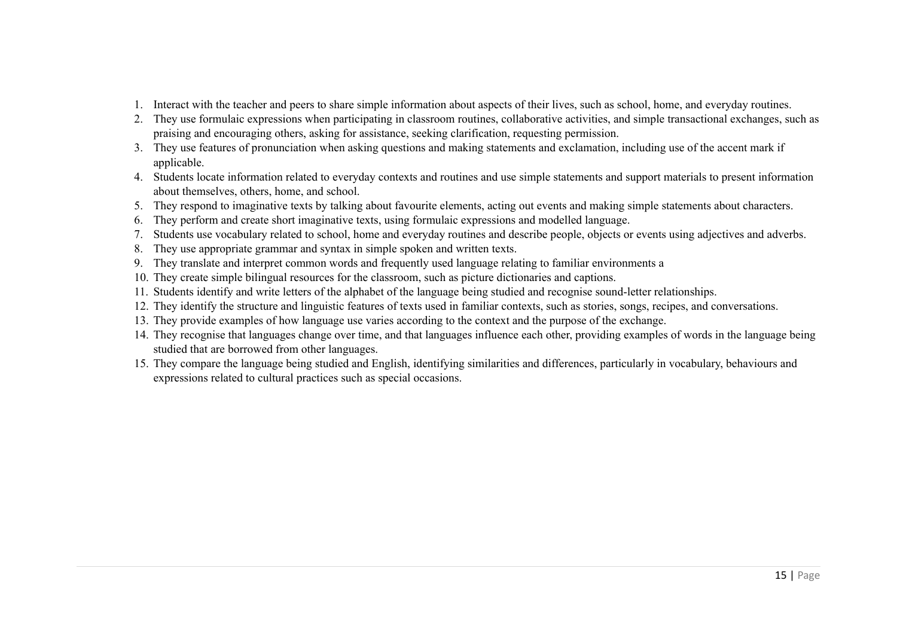1. Interact with the teacher and peers to share simple information about aspects of their lives, such as school, home, and everyday routines.
2. They use formulaic expressions when participating in classroom routines, collaborative activities, and simple transactional exchanges, such as praising and encouraging others, asking for assistance, seeking clarification, requesting permission.
3. They use features of pronunciation when asking questions and making statements and exclamation, including use of the accent mark if applicable.
4. Students locate information related to everyday contexts and routines and use simple statements and support materials to present information about themselves, others, home, and school.
5. They respond to imaginative texts by talking about favourite elements, acting out events and making simple statements about characters.
6. They perform and create short imaginative texts, using formulaic expressions and modelled language.
7. Students use vocabulary related to school, home and everyday routines and describe people, objects or events using adjectives and adverbs.
8. They use appropriate grammar and syntax in simple spoken and written texts.
9. They translate and interpret common words and frequently used language relating to familiar environments a
10. They create simple bilingual resources for the classroom, such as picture dictionaries and captions.
11. Students identify and write letters of the alphabet of the language being studied and recognise sound-letter relationships.
12. They identify the structure and linguistic features of texts used in familiar contexts, such as stories, songs, recipes, and conversations.
13. They provide examples of how language use varies according to the context and the purpose of the exchange.
14. They recognise that languages change over time, and that languages influence each other, providing examples of words in the language being studied that are borrowed from other languages.
15. They compare the language being studied and English, identifying similarities and differences, particularly in vocabulary, behaviours and expressions related to cultural practices such as special occasions.